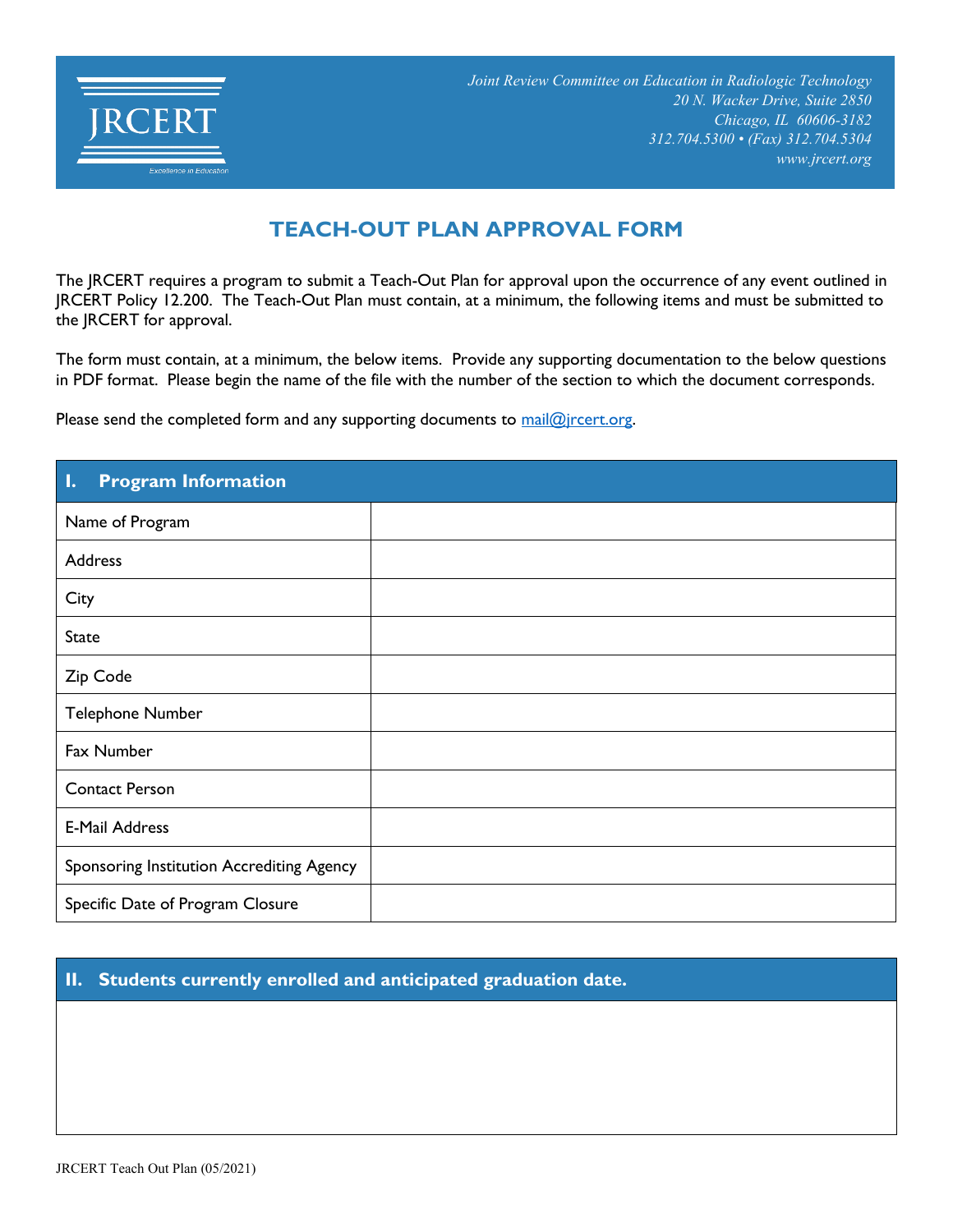JRCERT

Excellence in Education

*Joint Review Committee on Education in Radiologic Technology*
*20 N. Wacker Drive, Suite 2850*
*Chicago, IL 60606-3182*
*312.704.5300 • (Fax) 312.704.5304*
*www.jrcert.org*

# TEACH-OUT PLAN APPROVAL FORM

The JRCERT requires a program to submit a Teach-Out Plan for approval upon the occurrence of any event outlined in JRCERT Policy 12.200. The Teach-Out Plan must contain, at a minimum, the following items and must be submitted to the JRCERT for approval.

The form must contain, at a minimum, the below items. Provide any supporting documentation to the below questions in PDF format. Please begin the name of the file with the number of the section to which the document corresponds.

Please send the completed form and any supporting documents to mail@jrcert.org.

## I. Program Information

| Field | |
|---|---|
| Name of Program | |
| Address | |
| City | |
| State | |
| Zip Code | |
| Telephone Number | |
| Fax Number | |
| Contact Person | |
| E-Mail Address | |
| Sponsoring Institution Accrediting Agency | |
| Specific Date of Program Closure | |

## II. Students currently enrolled and anticipated graduation date.

JRCERT Teach Out Plan (05/2021)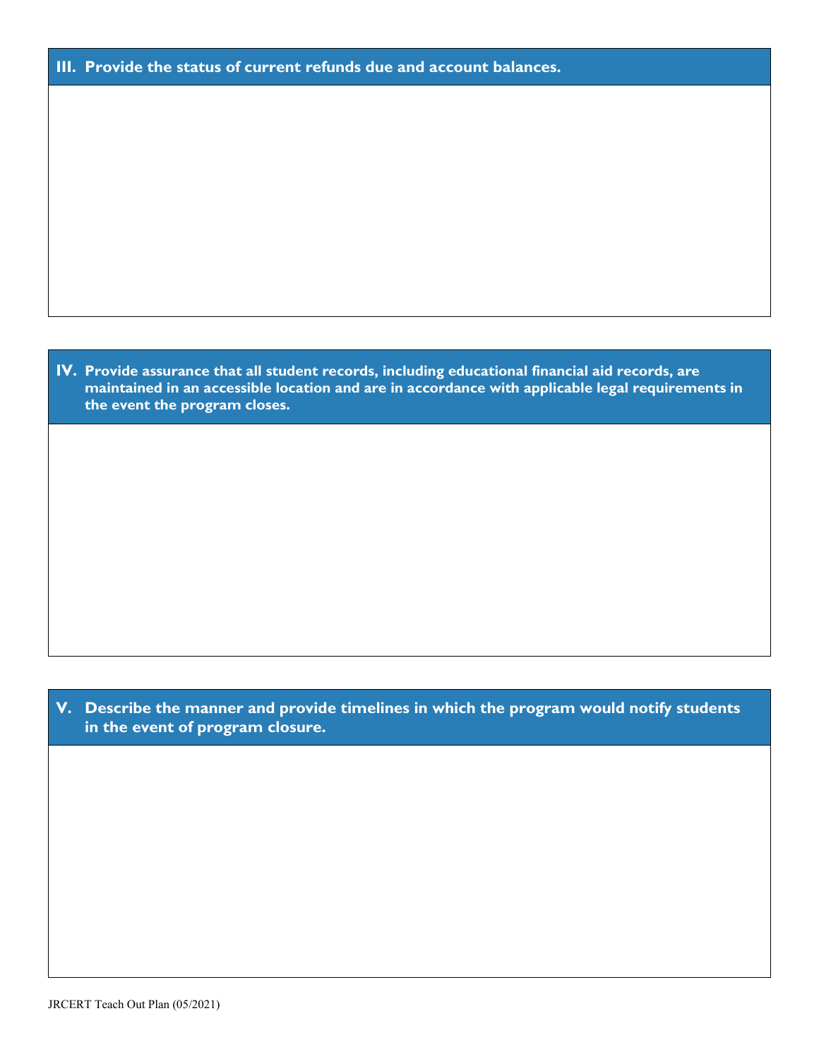## III. Provide the status of current refunds due and account balances.

## IV. Provide assurance that all student records, including educational financial aid records, are maintained in an accessible location and are in accordance with applicable legal requirements in the event the program closes.

## V. Describe the manner and provide timelines in which the program would notify students in the event of program closure.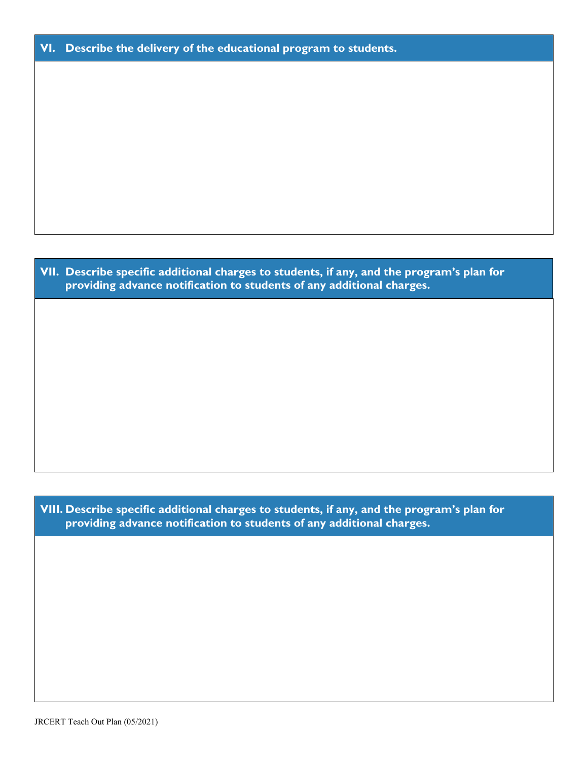## VI. Describe the delivery of the educational program to students.

## VII. Describe specific additional charges to students, if any, and the program's plan for providing advance notification to students of any additional charges.

## VIII. Describe specific additional charges to students, if any, and the program's plan for providing advance notification to students of any additional charges.

JRCERT Teach Out Plan (05/2021)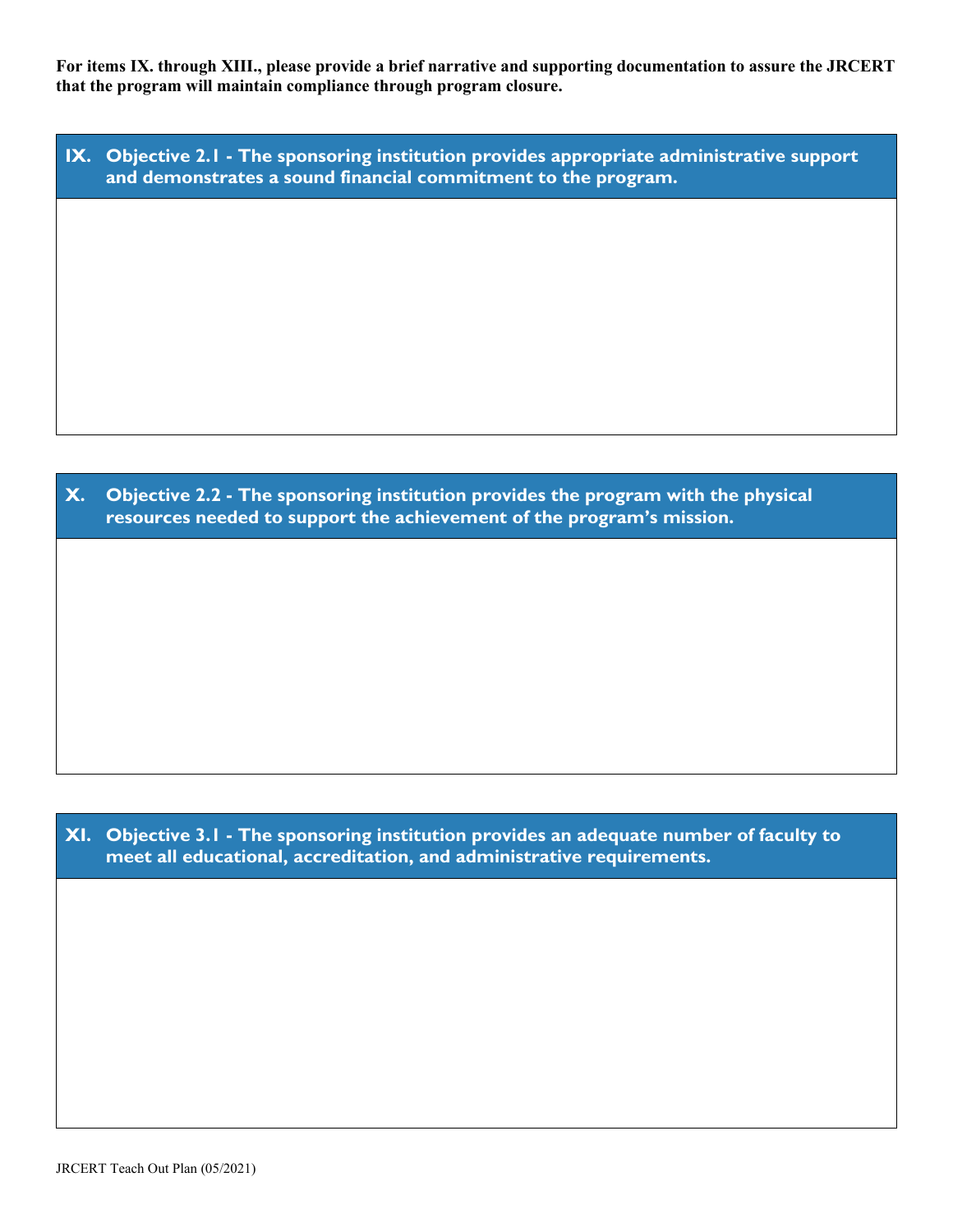**For items IX. through XIII., please provide a brief narrative and supporting documentation to assure the JRCERT that the program will maintain compliance through program closure.**

## IX. Objective 2.1 - The sponsoring institution provides appropriate administrative support and demonstrates a sound financial commitment to the program.

## X. Objective 2.2 - The sponsoring institution provides the program with the physical resources needed to support the achievement of the program's mission.

## XI. Objective 3.1 - The sponsoring institution provides an adequate number of faculty to meet all educational, accreditation, and administrative requirements.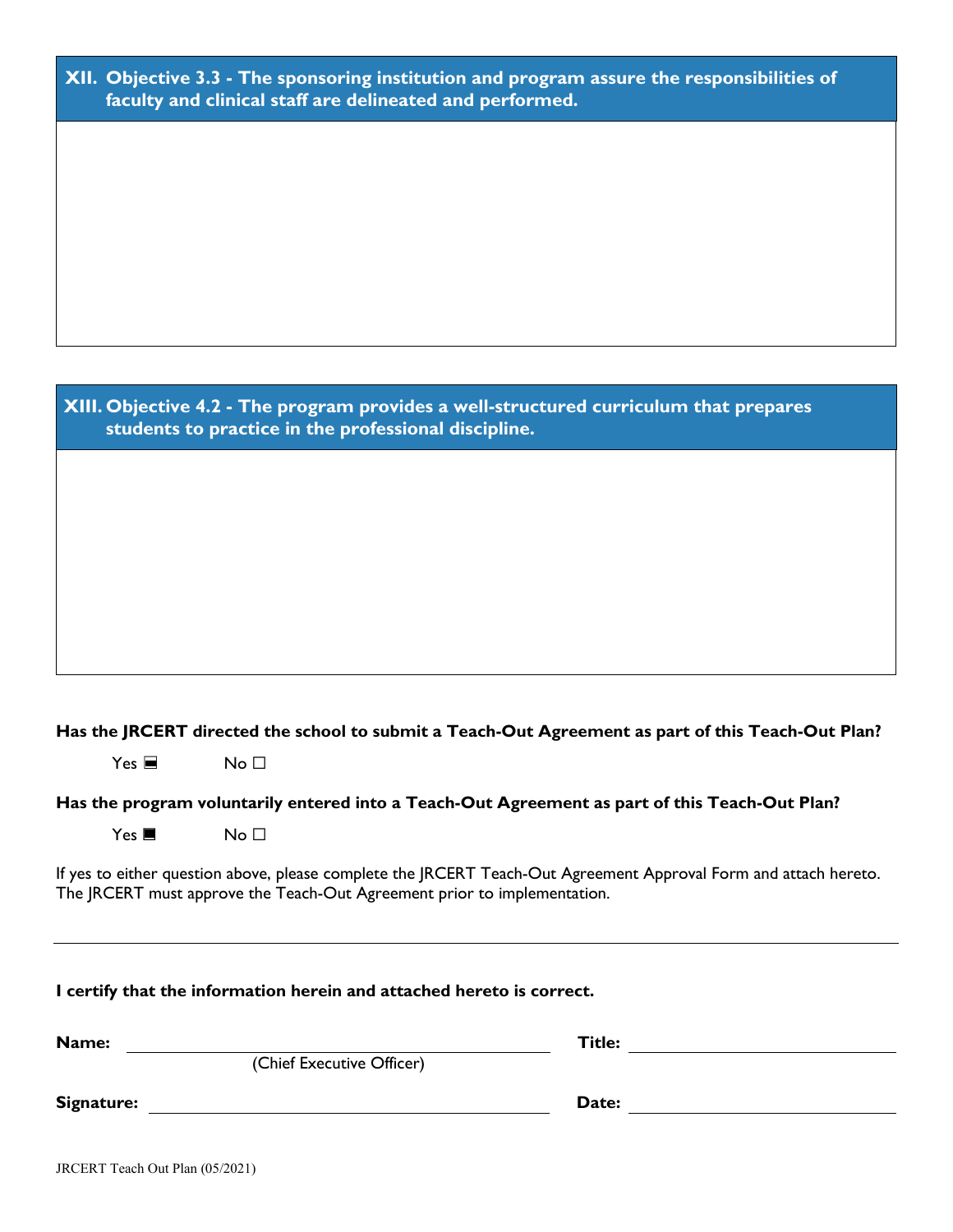## XII. Objective 3.3 - The sponsoring institution and program assure the responsibilities of faculty and clinical staff are delineated and performed.

## XIII. Objective 4.2 - The program provides a well-structured curriculum that prepares students to practice in the professional discipline.

**Has the JRCERT directed the school to submit a Teach-Out Agreement as part of this Teach-Out Plan?**

Yes ■ No ☐

**Has the program voluntarily entered into a Teach-Out Agreement as part of this Teach-Out Plan?**

Yes ■ No ☐

If yes to either question above, please complete the JRCERT Teach-Out Agreement Approval Form and attach hereto. The JRCERT must approve the Teach-Out Agreement prior to implementation.

---

**I certify that the information herein and attached hereto is correct.**

**Name:** ______________________________ **Title:** ____________________
(Chief Executive Officer)

**Signature:** ______________________________ **Date:** ____________________

JRCERT Teach Out Plan (05/2021)